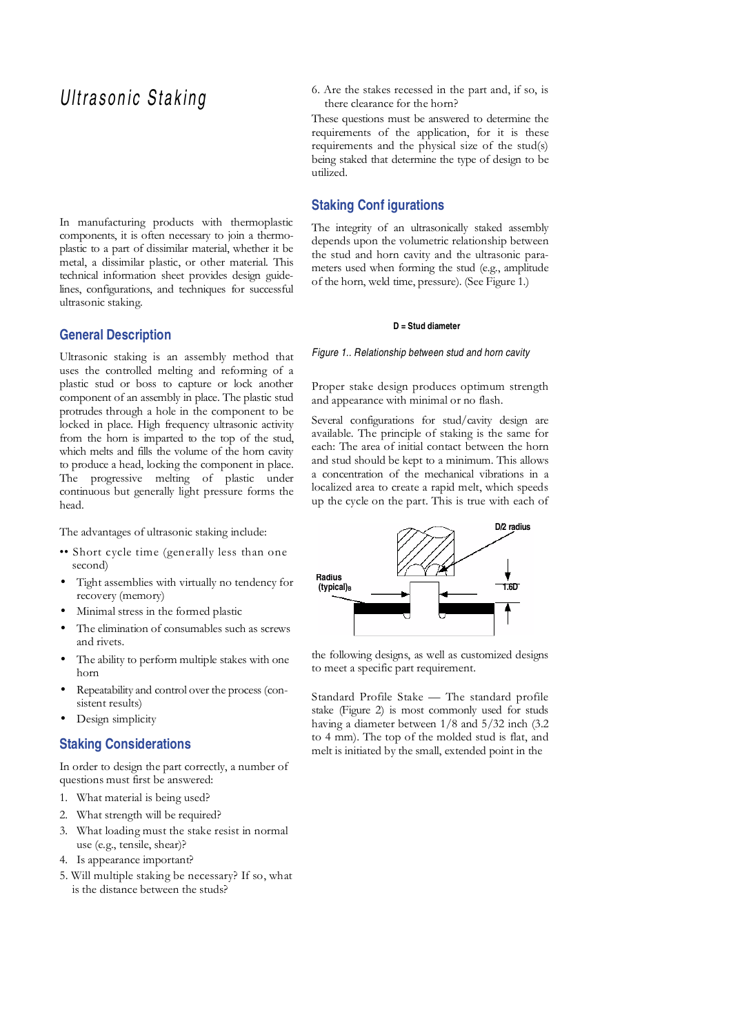# Ultrasonic Staking

In manufacturing products with thermoplastic components, it is often necessary to join a thermoplastic to a part of dissimilar material, whether it be metal, a dissimilar plastic, or other material. This technical information sheet provides design guidelines, configurations, and techniques for successful ultrasonic staking.

## General Description

Ultrasonic staking is an assembly method that uses the controlled melting and reforming of a plastic stud or boss to capture or lock another component of an assembly in place. The plastic stud protrudes through a hole in the component to be locked in place. High frequency ultrasonic activity from the horn is imparted to the top of the stud, which melts and fills the volume of the horn cavity to produce a head, locking the component in place. The progressive melting of plastic under continuous but generally light pressure forms the head.

The advantages of ultrasonic staking include:

- Short cycle time (generally less than one second)
- Tight assemblies with virtually no tendency for recovery (memory)
- Minimal stress in the formed plastic
- The elimination of consumables such as screws and rivets.
- The ability to perform multiple stakes with one horn
- Repeatability and control over the process (consistent results)
- Design simplicity

## Staking Considerations

In order to design the part correctly, a number of questions must first be answered:

1. What material is being used?
2. What strength will be required?
3. What loading must the stake resist in normal use (e.g., tensile, shear)?
4. Is appearance important?
5. Will multiple staking be necessary? If so, what is the distance between the studs?
6. Are the stakes recessed in the part and, if so, is there clearance for the horn?

These questions must be answered to determine the requirements of the application, for it is these requirements and the physical size of the stud(s) being staked that determine the type of design to be utilized.

## Staking Configurations

The integrity of an ultrasonically staked assembly depends upon the volumetric relationship between the stud and horn cavity and the ultrasonic parameters used when forming the stud (e.g., amplitude of the horn, weld time, pressure). (See Figure 1.)

D = Stud diameter

*Figure 1.. Relationship between stud and horn cavity*

Proper stake design produces optimum strength and appearance with minimal or no flash.

Several configurations for stud/cavity design are available. The principle of staking is the same for each: The area of initial contact between the horn and stud should be kept to a minimum. This allows a concentration of the mechanical vibrations in a localized area to create a rapid melt, which speeds up the cycle on the part. This is true with each of the following designs, as well as customized designs to meet a specific part requirement.

Standard Profile Stake — The standard profile stake (Figure 2) is most commonly used for studs having a diameter between 1/8 and 5/32 inch (3.2 to 4 mm). The top of the molded stud is flat, and melt is initiated by the small, extended point in the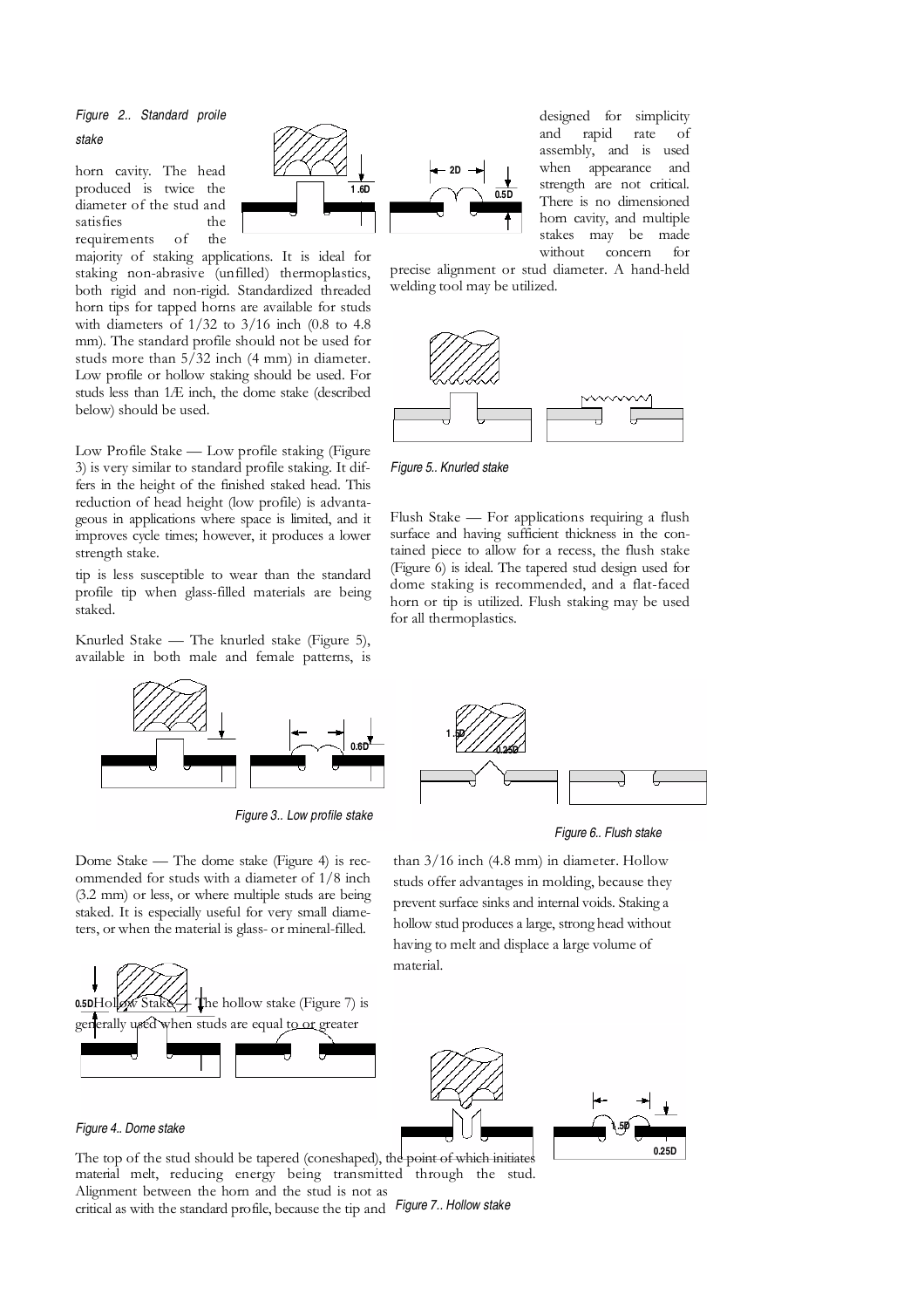*Figure 2.. Standard proile stake*

horn cavity. The head produced is twice the diameter of the stud and satisfies the requirements of the majority of staking applications. It is ideal for staking non-abrasive (unfilled) thermoplastics, both rigid and non-rigid. Standardized threaded horn tips for tapped horns are available for studs with diameters of 1/32 to 3/16 inch (0.8 to 4.8 mm). The standard profile should not be used for studs more than 5/32 inch (4 mm) in diameter. Low profile or hollow staking should be used. For studs less than 1Æ inch, the dome stake (described below) should be used.

Low Profile Stake — Low profile staking (Figure 3) is very similar to standard profile staking. It differs in the height of the finished staked head. This reduction of head height (low profile) is advantageous in applications where space is limited, and it improves cycle times; however, it produces a lower strength stake.

*Figure 3.. Low profile stake*

Dome Stake — The dome stake (Figure 4) is recommended for studs with a diameter of 1/8 inch (3.2 mm) or less, or where multiple studs are being staked. It is especially useful for very small diameters, or when the material is glass- or mineral-filled.

*Figure 4.. Dome stake*

The top of the stud should be tapered (coneshaped), the point of which initiates material melt, reducing energy being transmitted through the stud. Alignment between the horn and the stud is not as critical as with the standard profile, because the tip and tip is less susceptible to wear than the standard profile tip when glass-filled materials are being staked.

Knurled Stake — The knurled stake (Figure 5), available in both male and female patterns, is designed for simplicity and rapid rate of assembly, and is used when appearance and strength are not critical. There is no dimensioned horn cavity, and multiple stakes may be made without concern for precise alignment or stud diameter. A hand-held welding tool may be utilized.

*Figure 5.. Knurled stake*

Flush Stake — For applications requiring a flush surface and having sufficient thickness in the contained piece to allow for a recess, the flush stake (Figure 6) is ideal. The tapered stud design used for dome staking is recommended, and a flat-faced horn or tip is utilized. Flush staking may be used for all thermoplastics.

*Figure 6.. Flush stake*

Hollow Stake — The hollow stake (Figure 7) is generally used when studs are equal to or greater than 3/16 inch (4.8 mm) in diameter. Hollow studs offer advantages in molding, because they prevent surface sinks and internal voids. Staking a hollow stud produces a large, strong head without having to melt and displace a large volume of material.

*Figure 7.. Hollow stake*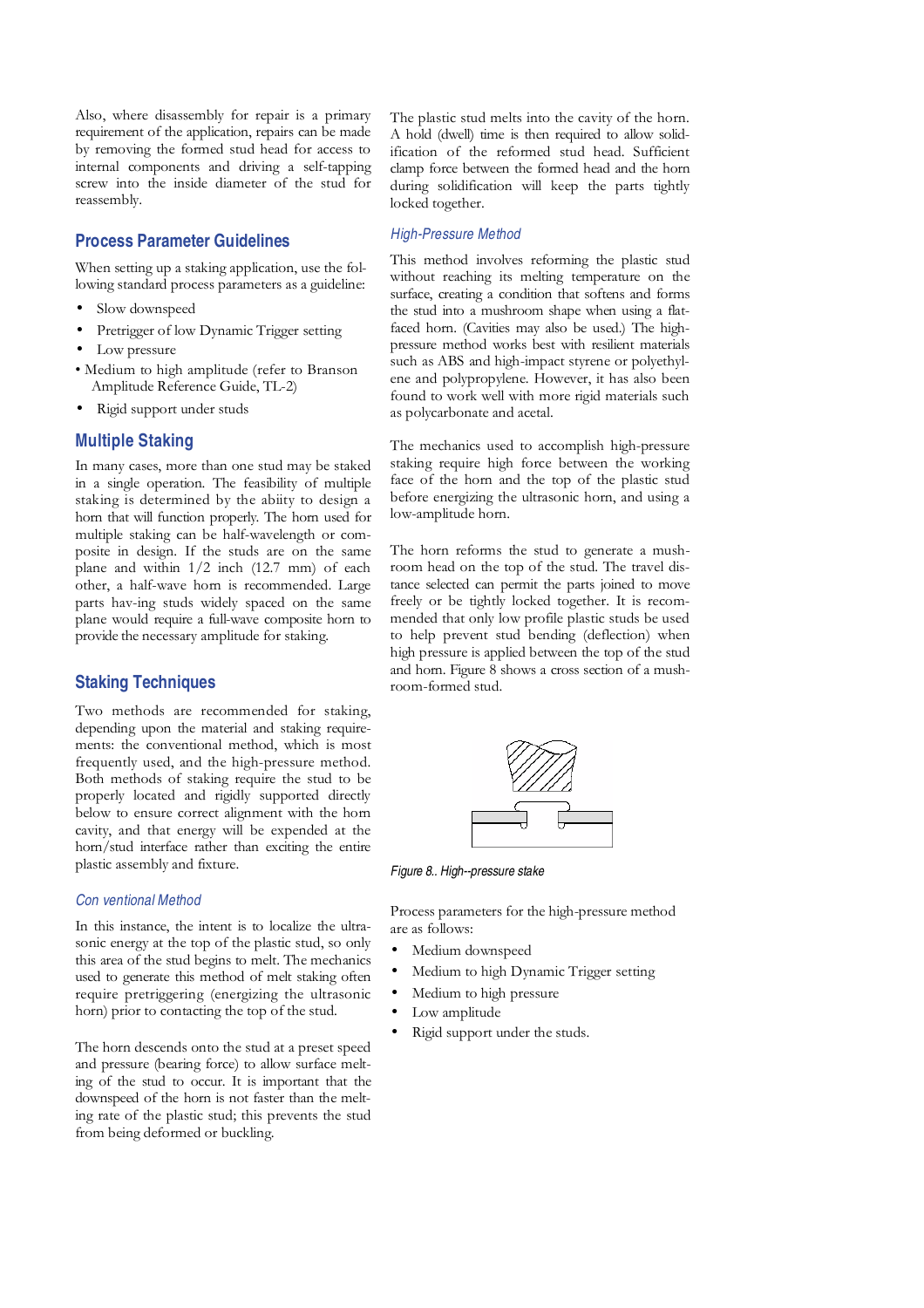Also, where disassembly for repair is a primary requirement of the application, repairs can be made by removing the formed stud head for access to internal components and driving a self-tapping screw into the inside diameter of the stud for reassembly.

## Process Parameter Guidelines

When setting up a staking application, use the following standard process parameters as a guideline:

- Slow downspeed
- Pretrigger of low Dynamic Trigger setting
- Low pressure
- Medium to high amplitude (refer to Branson Amplitude Reference Guide, TL-2)
- Rigid support under studs

## Multiple Staking

In many cases, more than one stud may be staked in a single operation. The feasibility of multiple staking is determined by the abiity to design a horn that will function properly. The horn used for multiple staking can be half-wavelength or composite in design. If the studs are on the same plane and within 1/2 inch (12.7 mm) of each other, a half-wave horn is recommended. Large parts hav-ing studs widely spaced on the same plane would require a full-wave composite horn to provide the necessary amplitude for staking.

## Staking Techniques

Two methods are recommended for staking, depending upon the material and staking requirements: the conventional method, which is most frequently used, and the high-pressure method. Both methods of staking require the stud to be properly located and rigidly supported directly below to ensure correct alignment with the horn cavity, and that energy will be expended at the horn/stud interface rather than exciting the entire plastic assembly and fixture.

### *Con ventional Method*

In this instance, the intent is to localize the ultrasonic energy at the top of the plastic stud, so only this area of the stud begins to melt. The mechanics used to generate this method of melt staking often require pretriggering (energizing the ultrasonic horn) prior to contacting the top of the stud.

The horn descends onto the stud at a preset speed and pressure (bearing force) to allow surface melting of the stud to occur. It is important that the downspeed of the horn is not faster than the melting rate of the plastic stud; this prevents the stud from being deformed or buckling.

The plastic stud melts into the cavity of the horn. A hold (dwell) time is then required to allow solidification of the reformed stud head. Sufficient clamp force between the formed head and the horn during solidification will keep the parts tightly locked together.

### *High-Pressure Method*

This method involves reforming the plastic stud without reaching its melting temperature on the surface, creating a condition that softens and forms the stud into a mushroom shape when using a flat-faced horn. (Cavities may also be used.) The high-pressure method works best with resilient materials such as ABS and high-impact styrene or polyethylene and polypropylene. However, it has also been found to work well with more rigid materials such as polycarbonate and acetal.

The mechanics used to accomplish high-pressure staking require high force between the working face of the horn and the top of the plastic stud before energizing the ultrasonic horn, and using a low-amplitude horn.

The horn reforms the stud to generate a mushroom head on the top of the stud. The travel distance selected can permit the parts joined to move freely or be tightly locked together. It is recommended that only low profile plastic studs be used to help prevent stud bending (deflection) when high pressure is applied between the top of the stud and horn. Figure 8 shows a cross section of a mushroom-formed stud.

*Figure 8.. High--pressure stake*

Process parameters for the high-pressure method are as follows:

- Medium downspeed
- Medium to high Dynamic Trigger setting
- Medium to high pressure
- Low amplitude
- Rigid support under the studs.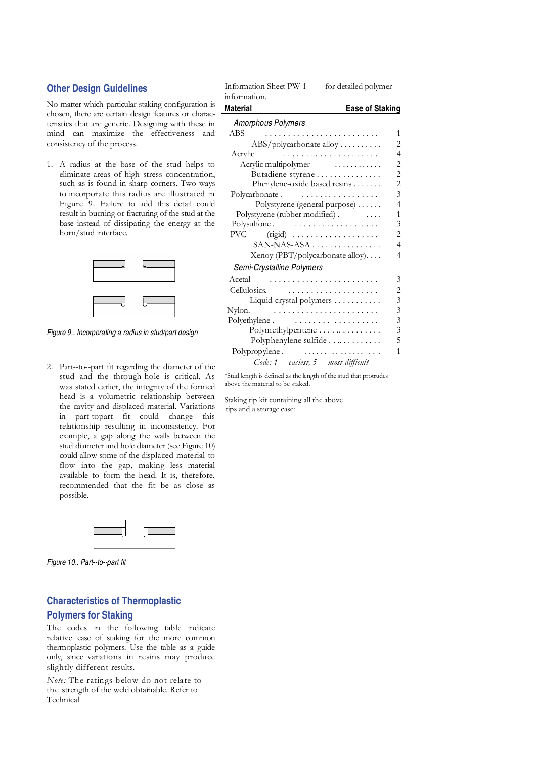## Other Design Guidelines

No matter which particular staking configuration is chosen, there are certain design features or characteristics that are generic. Designing with these in mind can maximize the effectiveness and consistency of the process.

1. A radius at the base of the stud helps to eliminate areas of high stress concentration, such as is found in sharp corners. Two ways to incorporate this radius are illustrated in Figure 9. Failure to add this detail could result in burning or fracturing of the stud at the base instead of dissipating the energy at the horn/stud interface.

Figure 9.. Incorporating a radius in stud/part design

2. Part--to--part fit regarding the diameter of the stud and the through-hole is critical. As was stated earlier, the integrity of the formed head is a volumetric relationship between the cavity and displaced material. Variations in part-topart fit could change this relationship resulting in inconsistency. For example, a gap along the walls between the stud diameter and hole diameter (see Figure 10) could allow some of the displaced material to flow into the gap, making less material available to form the head. It is, therefore, recommended that the fit be as close as possible.

Figure 10.. Part--to--part fit

## Characteristics of Thermoplastic Polymers for Staking

The codes in the following table indicate relative ease of staking for the more common thermoplastic polymers. Use the table as a guide only, since variations in resins may produce slightly different results.

*Note:* The ratings below do not relate to the strength of the weld obtainable. Refer to Technical Information Sheet PW-1 for detailed polymer information.

| Material | Ease of Staking |
|---|---|
| *Amorphous Polymers* | |
| ABS | 1 |
| ABS/polycarbonate alloy | 2 |
| Acrylic | 4 |
| Acrylic multipolymer | 2 |
| Butadiene-styrene | 2 |
| Phenylene-oxide based resins | 2 |
| Polycarbonate | 3 |
| Polystyrene (general purpose) | 4 |
| Polystyrene (rubber modified) | 1 |
| Polysulfone | 3 |
| PVC (rigid) | 2 |
| SAN-NAS-ASA | 4 |
| Xenoy (PBT/polycarbonate alloy) | 4 |
| *Semi-Crystalline Polymers* | |
| Acetal | 3 |
| Cellulosics | 2 |
| Liquid crystal polymers | 3 |
| Nylon | 3 |
| Polyethylene | 3 |
| Polymethylpentene | 3 |
| Polyphenylene sulfide | 5 |
| Polypropylene | 1 |

*Code: 1 = easiest, 5 = most difficult*

*Stud length is defined as the length of the stud that protrudes above the material to be staked.

Staking tip kit containing all the above tips and a storage case: